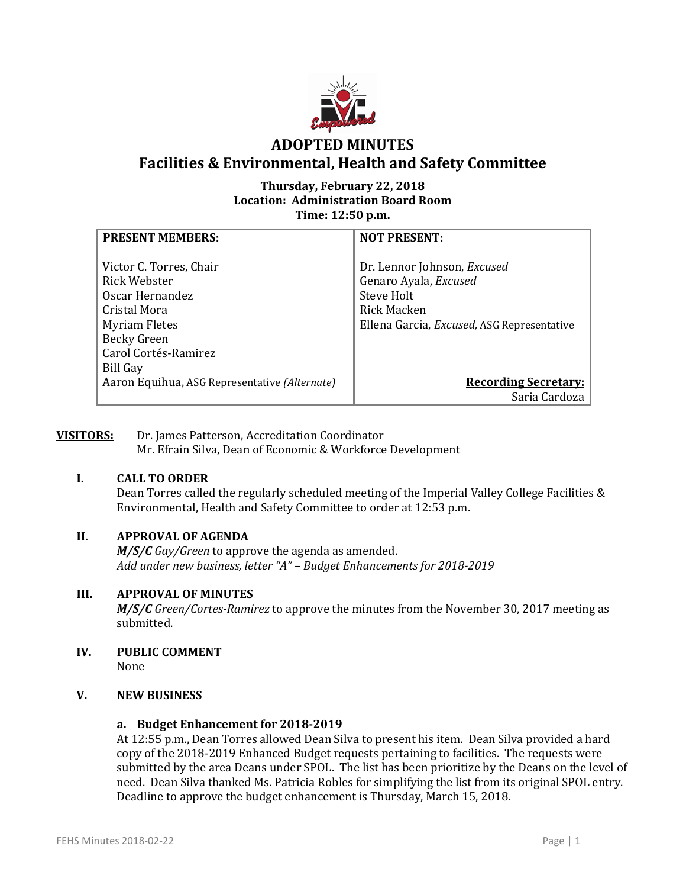# ADOPTED MINUTES

## Facilities & Environmental, Health and Safety Committee

**Thursday, February 22, 2018**
**Location: Administration Board Room**
**Time: 12:50 p.m.**

| **PRESENT MEMBERS:** | **NOT PRESENT:** |
|---|---|
| Victor C. Torres, Chair | Dr. Lennor Johnson, *Excused* |
| Rick Webster | Genaro Ayala, *Excused* |
| Oscar Hernandez | Steve Holt |
| Cristal Mora | Rick Macken |
| Myriam Fletes | Ellena Garcia, *Excused,* ASG Representative |
| Becky Green | |
| Carol Cortés-Ramirez | |
| Bill Gay | |
| Aaron Equihua, ASG Representative *(Alternate)* | **Recording Secretary:** Saria Cardoza |

**VISITORS:** Dr. James Patterson, Accreditation Coordinator
Mr. Efrain Silva, Dean of Economic & Workforce Development

### I. CALL TO ORDER

Dean Torres called the regularly scheduled meeting of the Imperial Valley College Facilities & Environmental, Health and Safety Committee to order at 12:53 p.m.

### II. APPROVAL OF AGENDA

***M/S/C** Gay/Green* to approve the agenda as amended.
*Add under new business, letter "A" – Budget Enhancements for 2018-2019*

### III. APPROVAL OF MINUTES

***M/S/C** Green/Cortes-Ramirez* to approve the minutes from the November 30, 2017 meeting as submitted.

### IV. PUBLIC COMMENT

None

### V. NEW BUSINESS

#### a. Budget Enhancement for 2018-2019

At 12:55 p.m., Dean Torres allowed Dean Silva to present his item. Dean Silva provided a hard copy of the 2018-2019 Enhanced Budget requests pertaining to facilities. The requests were submitted by the area Deans under SPOL. The list has been prioritize by the Deans on the level of need. Dean Silva thanked Ms. Patricia Robles for simplifying the list from its original SPOL entry. Deadline to approve the budget enhancement is Thursday, March 15, 2018.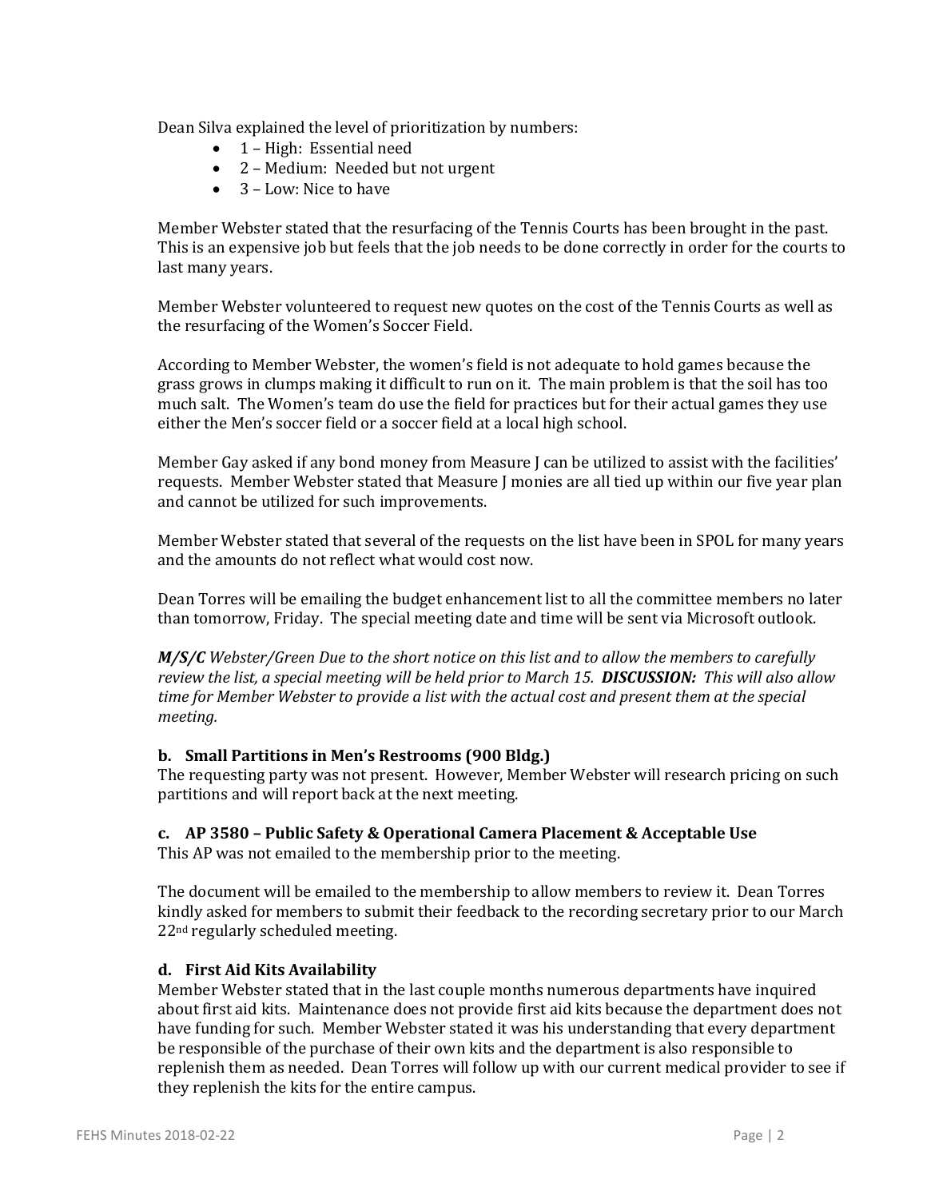Dean Silva explained the level of prioritization by numbers:

- 1 – High: Essential need
- 2 – Medium: Needed but not urgent
- 3 – Low: Nice to have

Member Webster stated that the resurfacing of the Tennis Courts has been brought in the past. This is an expensive job but feels that the job needs to be done correctly in order for the courts to last many years.

Member Webster volunteered to request new quotes on the cost of the Tennis Courts as well as the resurfacing of the Women's Soccer Field.

According to Member Webster, the women's field is not adequate to hold games because the grass grows in clumps making it difficult to run on it. The main problem is that the soil has too much salt. The Women's team do use the field for practices but for their actual games they use either the Men's soccer field or a soccer field at a local high school.

Member Gay asked if any bond money from Measure J can be utilized to assist with the facilities' requests. Member Webster stated that Measure J monies are all tied up within our five year plan and cannot be utilized for such improvements.

Member Webster stated that several of the requests on the list have been in SPOL for many years and the amounts do not reflect what would cost now.

Dean Torres will be emailing the budget enhancement list to all the committee members no later than tomorrow, Friday. The special meeting date and time will be sent via Microsoft outlook.

***M/S/C*** *Webster/Green Due to the short notice on this list and to allow the members to carefully review the list, a special meeting will be held prior to March 15.* ***DISCUSSION:*** *This will also allow time for Member Webster to provide a list with the actual cost and present them at the special meeting.*

**b. Small Partitions in Men's Restrooms (900 Bldg.)**

The requesting party was not present. However, Member Webster will research pricing on such partitions and will report back at the next meeting.

**c. AP 3580 – Public Safety & Operational Camera Placement & Acceptable Use**

This AP was not emailed to the membership prior to the meeting.

The document will be emailed to the membership to allow members to review it. Dean Torres kindly asked for members to submit their feedback to the recording secretary prior to our March 22nd regularly scheduled meeting.

**d. First Aid Kits Availability**

Member Webster stated that in the last couple months numerous departments have inquired about first aid kits. Maintenance does not provide first aid kits because the department does not have funding for such. Member Webster stated it was his understanding that every department be responsible of the purchase of their own kits and the department is also responsible to replenish them as needed. Dean Torres will follow up with our current medical provider to see if they replenish the kits for the entire campus.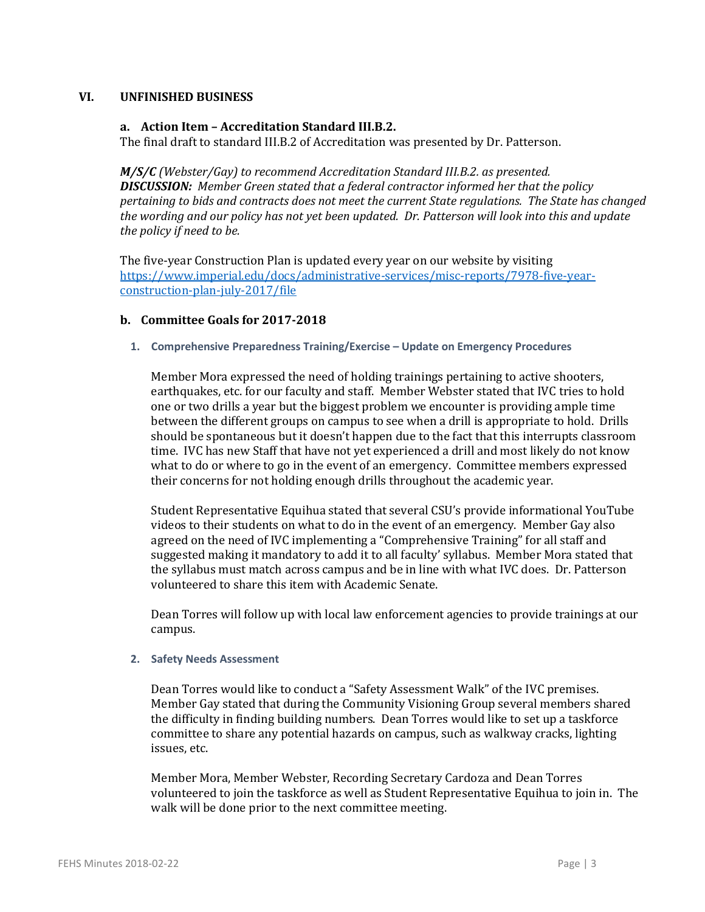## VI. UNFINISHED BUSINESS

### a. Action Item – Accreditation Standard III.B.2.

The final draft to standard III.B.2 of Accreditation was presented by Dr. Patterson.

***M/S/C*** *(Webster/Gay) to recommend Accreditation Standard III.B.2. as presented.*
***DISCUSSION:*** *Member Green stated that a federal contractor informed her that the policy pertaining to bids and contracts does not meet the current State regulations. The State has changed the wording and our policy has not yet been updated. Dr. Patterson will look into this and update the policy if need to be.*

The five-year Construction Plan is updated every year on our website by visiting [https://www.imperial.edu/docs/administrative-services/misc-reports/7978-five-year-construction-plan-july-2017/file](https://www.imperial.edu/docs/administrative-services/misc-reports/7978-five-year-construction-plan-july-2017/file)

### b. Committee Goals for 2017-2018

#### 1. Comprehensive Preparedness Training/Exercise – Update on Emergency Procedures

Member Mora expressed the need of holding trainings pertaining to active shooters, earthquakes, etc. for our faculty and staff. Member Webster stated that IVC tries to hold one or two drills a year but the biggest problem we encounter is providing ample time between the different groups on campus to see when a drill is appropriate to hold. Drills should be spontaneous but it doesn't happen due to the fact that this interrupts classroom time. IVC has new Staff that have not yet experienced a drill and most likely do not know what to do or where to go in the event of an emergency. Committee members expressed their concerns for not holding enough drills throughout the academic year.

Student Representative Equihua stated that several CSU's provide informational YouTube videos to their students on what to do in the event of an emergency. Member Gay also agreed on the need of IVC implementing a "Comprehensive Training" for all staff and suggested making it mandatory to add it to all faculty' syllabus. Member Mora stated that the syllabus must match across campus and be in line with what IVC does. Dr. Patterson volunteered to share this item with Academic Senate.

Dean Torres will follow up with local law enforcement agencies to provide trainings at our campus.

#### 2. Safety Needs Assessment

Dean Torres would like to conduct a "Safety Assessment Walk" of the IVC premises. Member Gay stated that during the Community Visioning Group several members shared the difficulty in finding building numbers. Dean Torres would like to set up a taskforce committee to share any potential hazards on campus, such as walkway cracks, lighting issues, etc.

Member Mora, Member Webster, Recording Secretary Cardoza and Dean Torres volunteered to join the taskforce as well as Student Representative Equihua to join in. The walk will be done prior to the next committee meeting.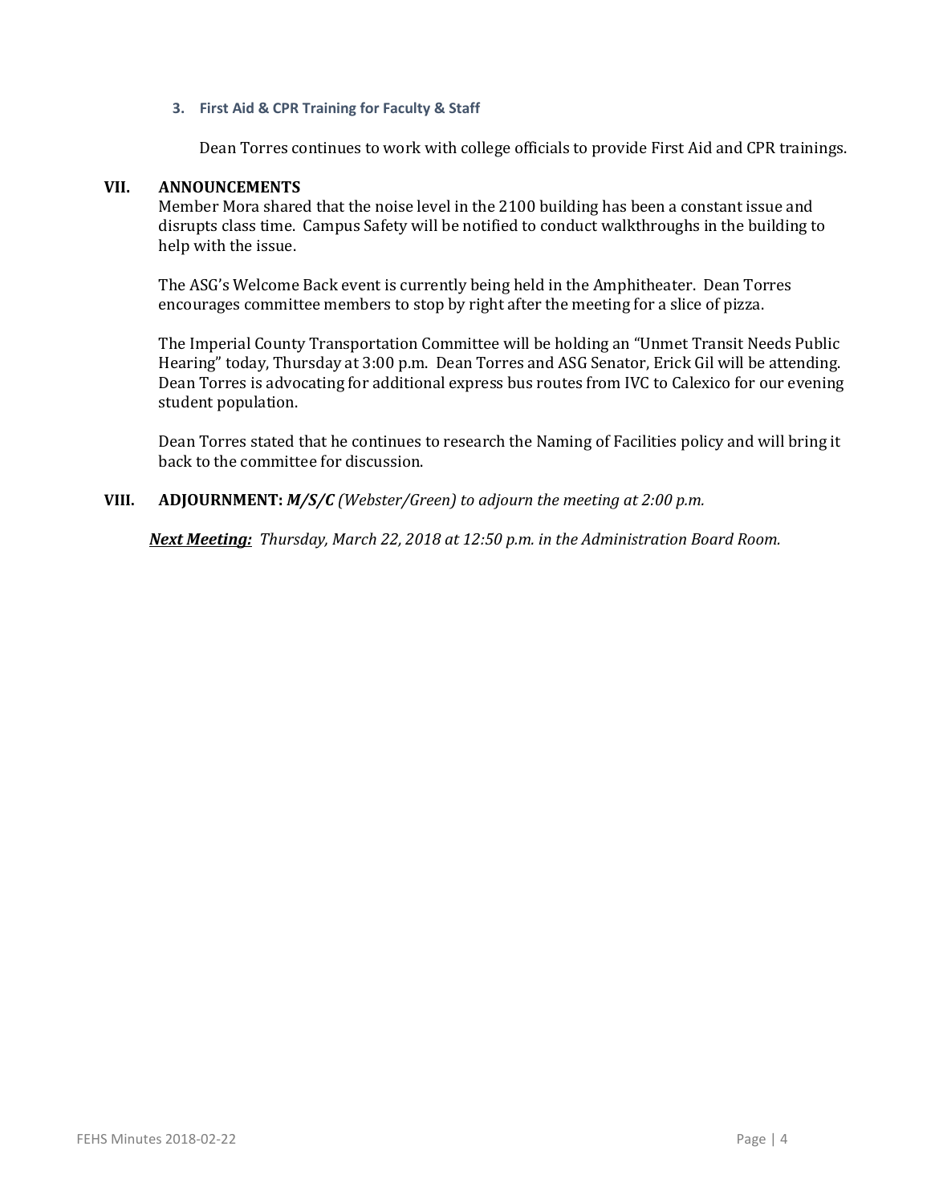### 3. First Aid & CPR Training for Faculty & Staff

Dean Torres continues to work with college officials to provide First Aid and CPR trainings.

## VII. ANNOUNCEMENTS

Member Mora shared that the noise level in the 2100 building has been a constant issue and disrupts class time. Campus Safety will be notified to conduct walkthroughs in the building to help with the issue.

The ASG's Welcome Back event is currently being held in the Amphitheater. Dean Torres encourages committee members to stop by right after the meeting for a slice of pizza.

The Imperial County Transportation Committee will be holding an "Unmet Transit Needs Public Hearing" today, Thursday at 3:00 p.m. Dean Torres and ASG Senator, Erick Gil will be attending. Dean Torres is advocating for additional express bus routes from IVC to Calexico for our evening student population.

Dean Torres stated that he continues to research the Naming of Facilities policy and will bring it back to the committee for discussion.

## VIII. ADJOURNMENT: ***M/S/C*** *(Webster/Green) to adjourn the meeting at 2:00 p.m.*

***Next Meeting:*** *Thursday, March 22, 2018 at 12:50 p.m. in the Administration Board Room.*